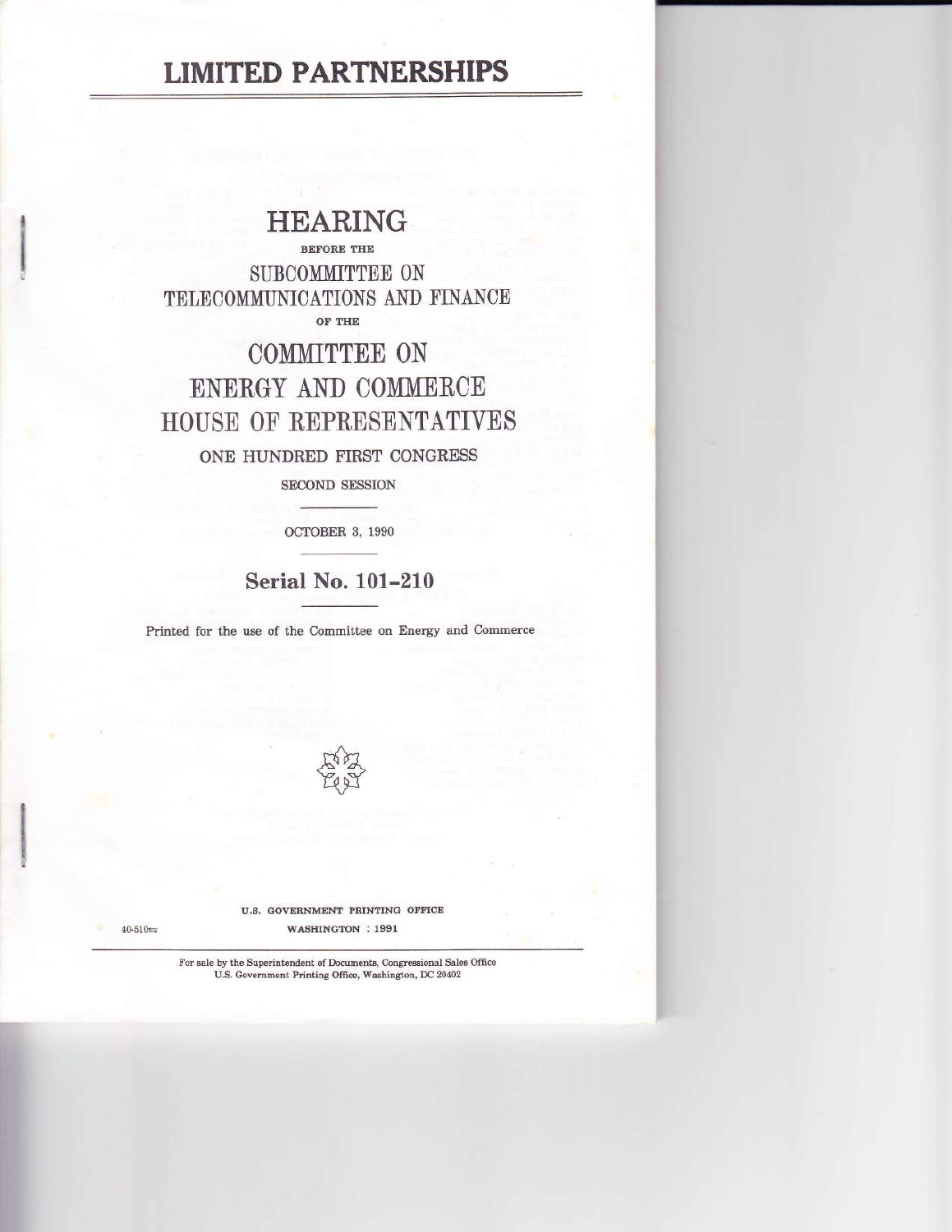# LIMITED PARTNERSHIPS

## HEARING

BEFORE THE

SUBCOMMITTEE ON TELECOMMUNICATIONS AND FINANCE

OF THE

COMMITTEE ON ENERGY AND COMMERCE HOUSE OF REPRESENTATIVES

ONE HUNDRED FIRST CONGRESS

SECOND SESSION

OCTOBER 3, 1990

**Serial No. 101-210**

Printed for the use of the Committee on Energy and Commerce

U.S. GOVERNMENT PRINTING OFFICE

40-510

WASHINGTON : 1991

For sale by the Superintendent of Documents, Congressional Sales Office
U.S. Government Printing Office, Washington, DC 20402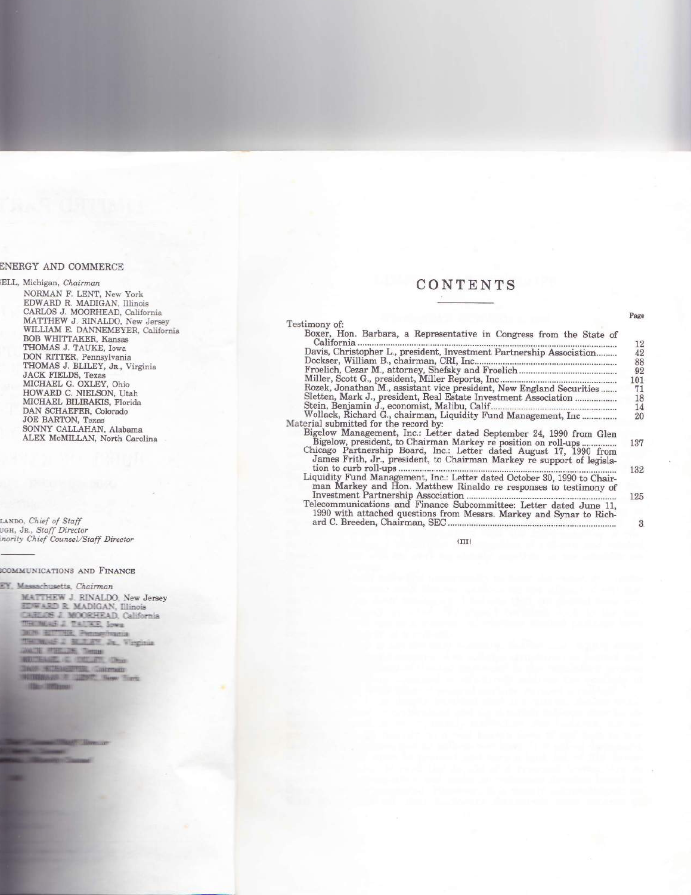ENERGY AND COMMERCE

ELL, Michigan, *Chairman*

NORMAN F. LENT, New York
EDWARD R. MADIGAN, Illinois
CARLOS J. MOORHEAD, California
MATTHEW J. RINALDO, New Jersey
WILLIAM E. DANNEMEYER, California
BOB WHITTAKER, Kansas
THOMAS J. TAUKE, Iowa
DON RITTER, Pennsylvania
THOMAS J. BLILEY, JR., Virginia
JACK FIELDS, Texas
MICHAEL G. OXLEY, Ohio
HOWARD C. NIELSON, Utah
MICHAEL BILIRAKIS, Florida
DAN SCHAEFER, Colorado
JOE BARTON, Texas
SONNY CALLAHAN, Alabama
ALEX McMILLAN, North Carolina

LANDO, *Chief of Staff*
UGH, JR., *Staff Director*
inority Chief Counsel/Staff Director

COMMUNICATIONS AND FINANCE

EY, Massachusetts, *Chairman*

MATTHEW J. RINALDO, New Jersey
EDWARD R. MADIGAN, Illinois
CARLOS J. MOORHEAD, California
THOMAS J. TAUKE, Iowa
DON RITTER, Pennsylvania
THOMAS J. BLILEY, JR., Virginia
JACK FIELDS, Texas
MICHAEL G. OXLEY, Ohio
DAN SCHAEFER, Colorado
NORMAN F. LENT, New York

# CONTENTS

| | Page |
|---|---|
| Testimony of: | |
| Boxer, Hon. Barbara, a Representative in Congress from the State of California | 12 |
| Davis, Christopher L., president, Investment Partnership Association | 42 |
| Dockser, William B., chairman, CRI, Inc | 88 |
| Froelich, Cezar M., attorney, Shefsky and Froelich | 92 |
| Miller, Scott G., president, Miller Reports, Inc | 101 |
| Rozek, Jonathan M., assistant vice president, New England Securities | 71 |
| Sletten, Mark J., president, Real Estate Investment Association | 18 |
| Stein, Benjamin J., economist, Malibu, Calif | 14 |
| Wollack, Richard G., chairman, Liquidity Fund Management, Inc | 20 |
| Material submitted for the record by: | |
| Bigelow Management, Inc.: Letter dated September 24, 1990 from Glen Bigelow, president, to Chairman Markey re position on roll-ups | 137 |
| Chicago Partnership Board, Inc.: Letter dated August 17, 1990 from James Frith, Jr., president, to Chairman Markey re support of legislation to curb roll-ups | 132 |
| Liquidity Fund Management, Inc.: Letter dated October 30, 1990 to Chairman Markey and Hon. Matthew Rinaldo re responses to testimony of Investment Partnership Association | 125 |
| Telecommunications and Finance Subcommittee: Letter dated June 11, 1990 with attached questions from Messrs. Markey and Synar to Richard C. Breeden, Chairman, SEC | 3 |

(III)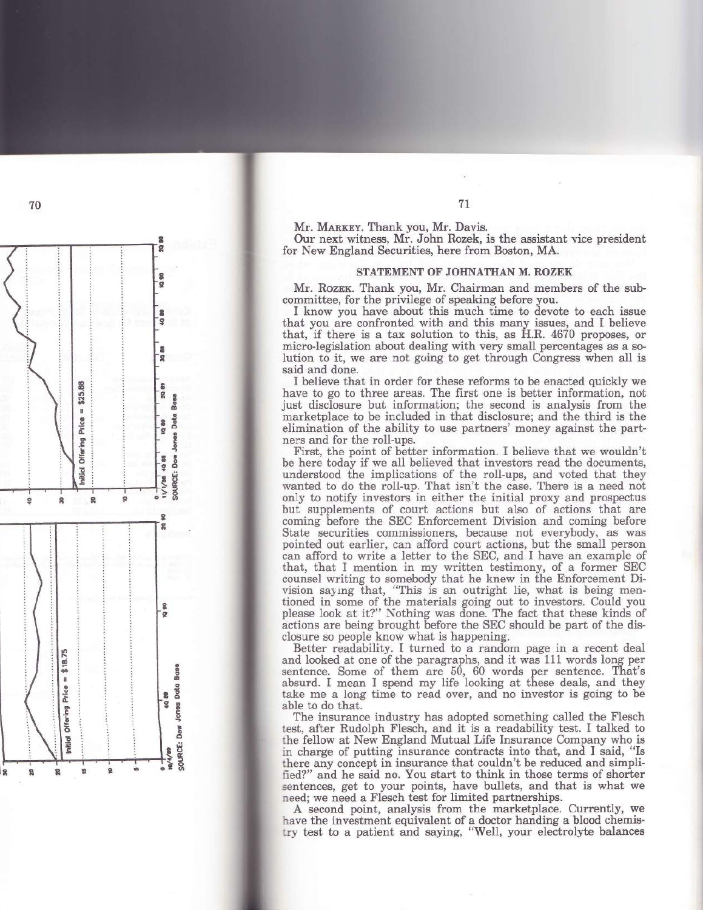Mr. MARKEY. Thank you, Mr. Davis.

Our next witness, Mr. John Rozek, is the assistant vice president for New England Securities, here from Boston, MA.

## STATEMENT OF JOHNATHAN M. ROZEK

Mr. ROZEK. Thank you, Mr. Chairman and members of the subcommittee, for the privilege of speaking before you.

I know you have about this much time to devote to each issue that you are confronted with and this many issues, and I believe that, if there is a tax solution to this, as H.R. 4670 proposes, or micro-legislation about dealing with very small percentages as a solution to it, we are not going to get through Congress when all is said and done.

I believe that in order for these reforms to be enacted quickly we have to go to three areas. The first one is better information, not just disclosure but information; the second is analysis from the marketplace to be included in that disclosure; and the third is the elimination of the ability to use partners' money against the partners and for the roll-ups.

First, the point of better information. I believe that we wouldn't be here today if we all believed that investors read the documents, understood the implications of the roll-ups, and voted that they wanted to do the roll-up. That isn't the case. There is a need not only to notify investors in either the initial proxy and prospectus but supplements of court actions but also of actions that are coming before the SEC Enforcement Division and coming before State securities commissioners, because not everybody, as was pointed out earlier, can afford court actions, but the small person can afford to write a letter to the SEC, and I have an example of that, that I mention in my written testimony, of a former SEC counsel writing to somebody that he knew in the Enforcement Division saying that, "This is an outright lie, what is being mentioned in some of the materials going out to investors. Could you please look at it?" Nothing was done. The fact that these kinds of actions are being brought before the SEC should be part of the disclosure so people know what is happening.

Better readability. I turned to a random page in a recent deal and looked at one of the paragraphs, and it was 111 words long per sentence. Some of them are 50, 60 words per sentence. That's absurd. I mean I spend my life looking at these deals, and they take me a long time to read over, and no investor is going to be able to do that.

The insurance industry has adopted something called the Flesch test, after Rudolph Flesch, and it is a readability test. I talked to the fellow at New England Mutual Life Insurance Company who is in charge of putting insurance contracts into that, and I said, "Is there any concept in insurance that couldn't be reduced and simplified?" and he said no. You start to think in those terms of shorter sentences, get to your points, have bullets, and that is what we need; we need a Flesch test for limited partnerships.

A second point, analysis from the marketplace. Currently, we have the investment equivalent of a doctor handing a blood chemistry test to a patient and saying, "Well, your electrolyte balances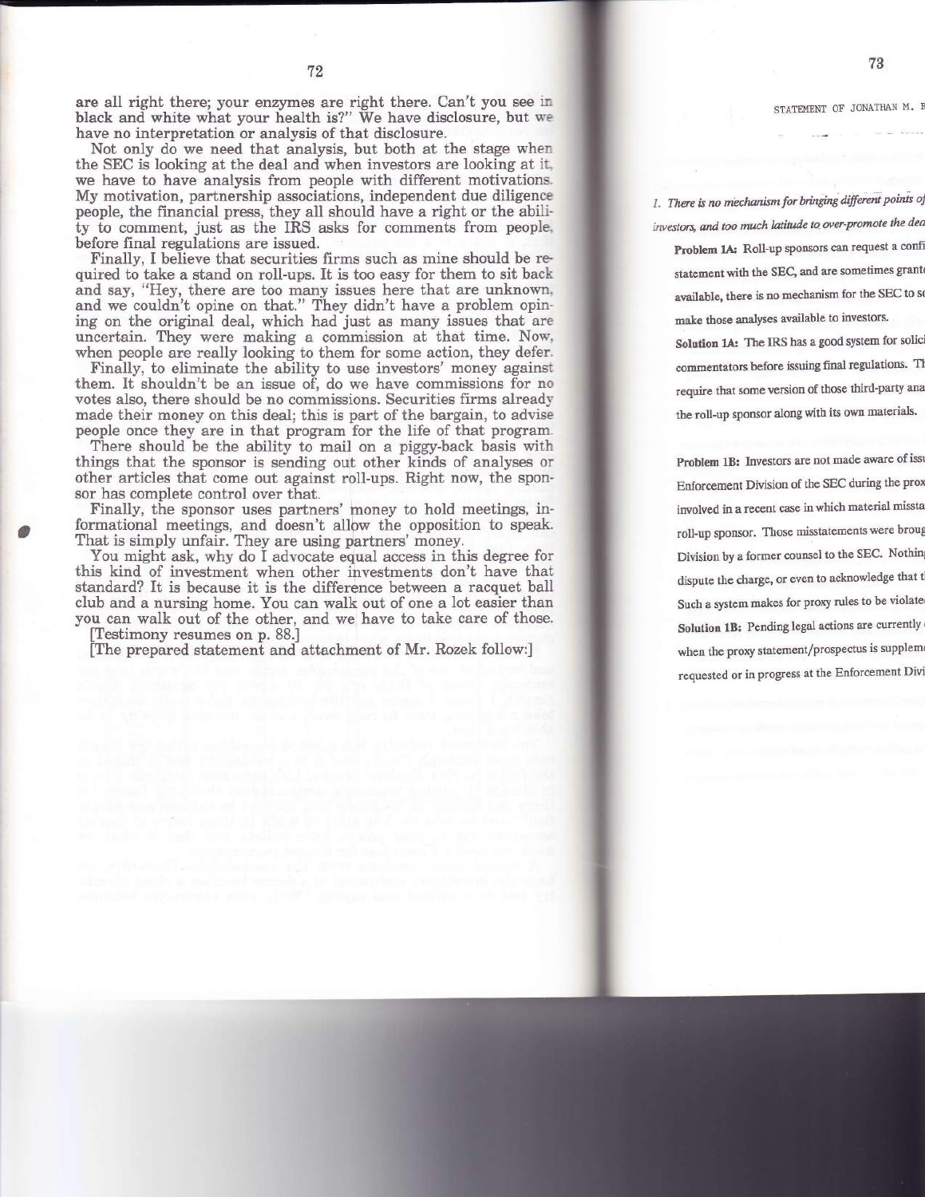are all right there; your enzymes are right there. Can't you see in black and white what your health is?" We have disclosure, but we have no interpretation or analysis of that disclosure.

Not only do we need that analysis, but both at the stage when the SEC is looking at the deal and when investors are looking at it, we have to have analysis from people with different motivations. My motivation, partnership associations, independent due diligence people, the financial press, they all should have a right or the ability to comment, just as the IRS asks for comments from people, before final regulations are issued.

Finally, I believe that securities firms such as mine should be required to take a stand on roll-ups. It is too easy for them to sit back and say, "Hey, there are too many issues here that are unknown, and we couldn't opine on that." They didn't have a problem opining on the original deal, which had just as many issues that are uncertain. They were making a commission at that time. Now, when people are really looking to them for some action, they defer.

Finally, to eliminate the ability to use investors' money against them. It shouldn't be an issue of, do we have commissions for no votes also, there should be no commissions. Securities firms already made their money on this deal; this is part of the bargain, to advise people once they are in that program for the life of that program.

There should be the ability to mail on a piggy-back basis with things that the sponsor is sending out other kinds of analyses or other articles that come out against roll-ups. Right now, the sponsor has complete control over that.

Finally, the sponsor uses partners' money to hold meetings, informational meetings, and doesn't allow the opposition to speak. That is simply unfair. They are using partners' money.

You might ask, why do I advocate equal access in this degree for this kind of investment when other investments don't have that standard? It is because it is the difference between a racquet ball club and a nursing home. You can walk out of one a lot easier than you can walk out of the other, and we have to take care of those.

[Testimony resumes on p. 88.]

[The prepared statement and attachment of Mr. Rozek follow:]

STATEMENT OF JONATHAN M. R

*1. There is no mechanism for bringing different points of ... investors, and too much latitude to over-promote the dea...*

**Problem 1A:** Roll-up sponsors can request a confi... statement with the SEC, and are sometimes grant... available, there is no mechanism for the SEC to s... make those analyses available to investors.

**Solution 1A:** The IRS has a good system for solici... commentators before issuing final regulations. Th... require that some version of those third-party ana... the roll-up sponsor along with its own materials.

**Problem 1B:** Investors are not made aware of issu... Enforcement Division of the SEC during the prox... involved in a recent case in which material missta... roll-up sponsor. Those misstatements were broug... Division by a former counsel to the SEC. Nothin... dispute the charge, or even to acknowledge that t... Such a system makes for proxy rules to be violate...

**Solution 1B:** Pending legal actions are currently ... when the proxy statement/prospectus is suppleme... requested or in progress at the Enforcement Divi...